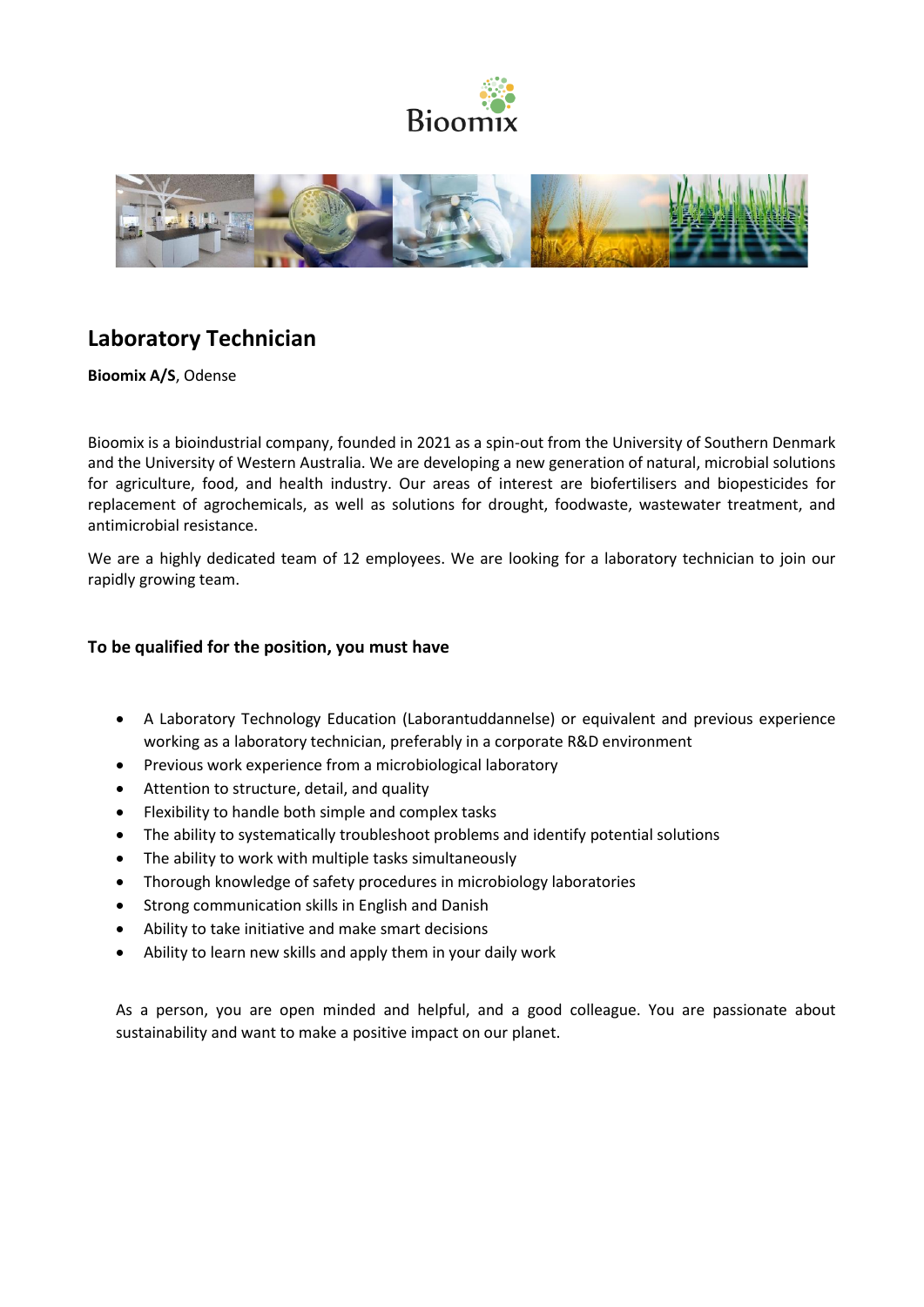# Laboratory Technician

**Bioomix A/S**, Odense

Bioomix is a bioindustrial company, founded in 2021 as a spin-out from the University of Southern Denmark and the University of Western Australia. We are developing a new generation of natural, microbial solutions for agriculture, food, and health industry. Our areas of interest are biofertilisers and biopesticides for replacement of agrochemicals, as well as solutions for drought, foodwaste, wastewater treatment, and antimicrobial resistance.

We are a highly dedicated team of 12 employees. We are looking for a laboratory technician to join our rapidly growing team.

## To be qualified for the position, you must have

- A Laboratory Technology Education (Laborantuddannelse) or equivalent and previous experience working as a laboratory technician, preferably in a corporate R&D environment
- Previous work experience from a microbiological laboratory
- Attention to structure, detail, and quality
- Flexibility to handle both simple and complex tasks
- The ability to systematically troubleshoot problems and identify potential solutions
- The ability to work with multiple tasks simultaneously
- Thorough knowledge of safety procedures in microbiology laboratories
- Strong communication skills in English and Danish
- Ability to take initiative and make smart decisions
- Ability to learn new skills and apply them in your daily work

As a person, you are open minded and helpful, and a good colleague. You are passionate about sustainability and want to make a positive impact on our planet.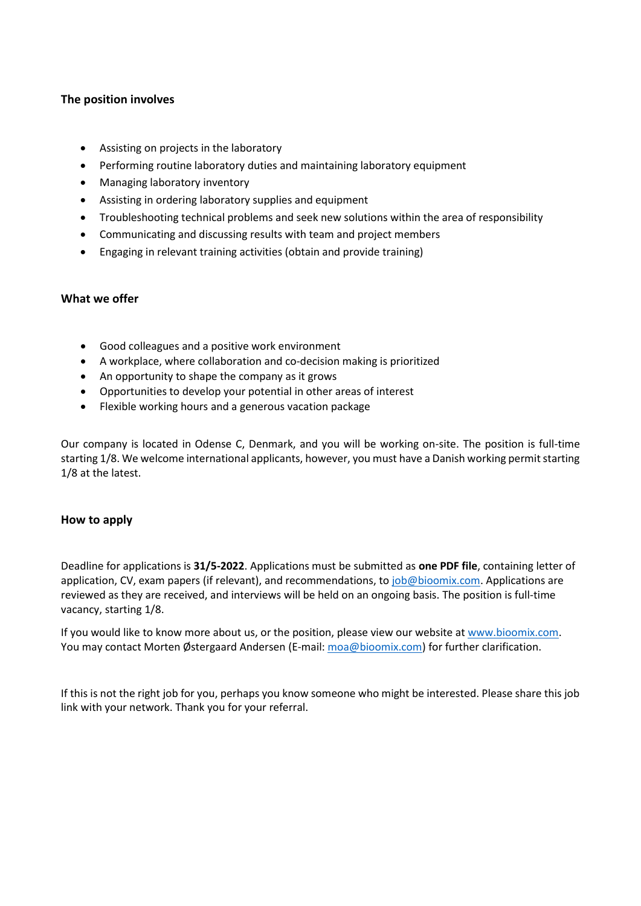### The position involves

- Assisting on projects in the laboratory
- Performing routine laboratory duties and maintaining laboratory equipment
- Managing laboratory inventory
- Assisting in ordering laboratory supplies and equipment
- Troubleshooting technical problems and seek new solutions within the area of responsibility
- Communicating and discussing results with team and project members
- Engaging in relevant training activities (obtain and provide training)

### What we offer

- Good colleagues and a positive work environment
- A workplace, where collaboration and co-decision making is prioritized
- An opportunity to shape the company as it grows
- Opportunities to develop your potential in other areas of interest
- Flexible working hours and a generous vacation package

Our company is located in Odense C, Denmark, and you will be working on-site. The position is full-time starting 1/8. We welcome international applicants, however, you must have a Danish working permit starting 1/8 at the latest.

### How to apply

Deadline for applications is **31/5-2022**. Applications must be submitted as **one PDF file**, containing letter of application, CV, exam papers (if relevant), and recommendations, to job@bioomix.com. Applications are reviewed as they are received, and interviews will be held on an ongoing basis. The position is full-time vacancy, starting 1/8.

If you would like to know more about us, or the position, please view our website at www.bioomix.com. You may contact Morten Østergaard Andersen (E-mail: moa@bioomix.com) for further clarification.

If this is not the right job for you, perhaps you know someone who might be interested. Please share this job link with your network. Thank you for your referral.